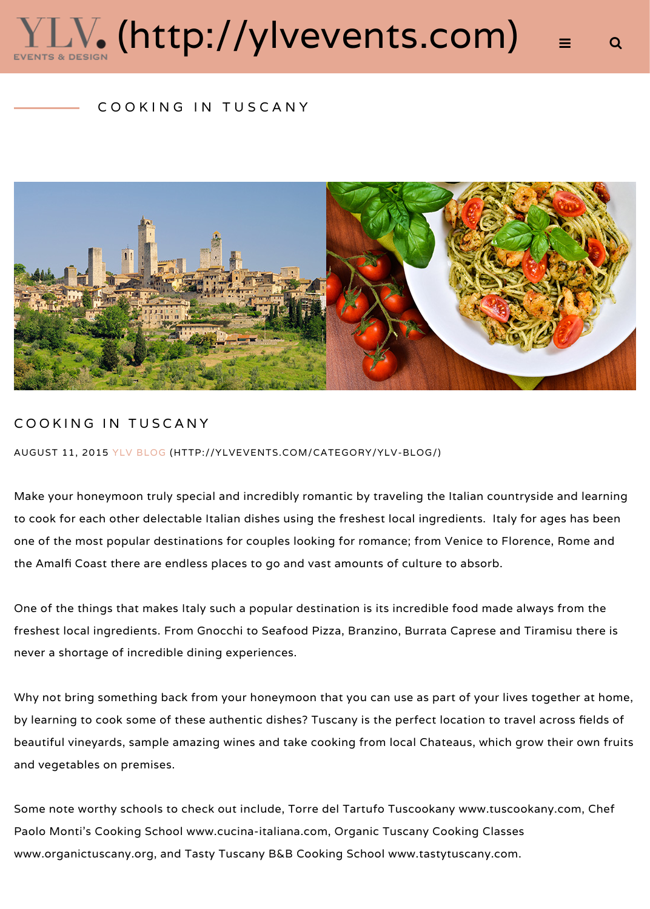YLV. (http://ylvevents.com)

EVENTS & DESIGN

# COOKING IN TUSCANY

## COOKING IN TUSCANY

AUGUST 11, 2015 YLV BLOG (HTTP://YLVEVENTS.COM/CATEGORY/YLV-BLOG/)

Make your honeymoon truly special and incredibly romantic by traveling the Italian countryside and learning to cook for each other delectable Italian dishes using the freshest local ingredients. Italy for ages has been one of the most popular destinations for couples looking for romance; from Venice to Florence, Rome and the Amalfi Coast there are endless places to go and vast amounts of culture to absorb.

One of the things that makes Italy such a popular destination is its incredible food made always from the freshest local ingredients. From Gnocchi to Seafood Pizza, Branzino, Burrata Caprese and Tiramisu there is never a shortage of incredible dining experiences.

Why not bring something back from your honeymoon that you can use as part of your lives together at home, by learning to cook some of these authentic dishes? Tuscany is the perfect location to travel across fields of beautiful vineyards, sample amazing wines and take cooking from local Chateaus, which grow their own fruits and vegetables on premises.

Some note worthy schools to check out include, Torre del Tartufo Tuscookany www.tuscookany.com, Chef Paolo Monti's Cooking School www.cucina-italiana.com, Organic Tuscany Cooking Classes www.organictuscany.org, and Tasty Tuscany B&B Cooking School www.tastytuscany.com.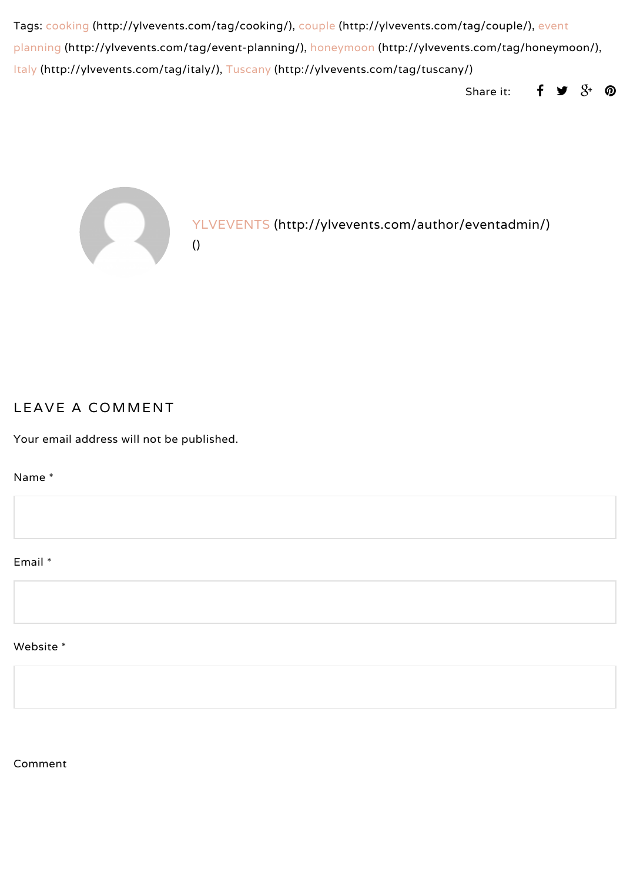Tags: cooking (http://ylvevents.com/tag/cooking/), couple (http://ylvevents.com/tag/couple/), event planning (http://ylvevents.com/tag/event-planning/), honeymoon (http://ylvevents.com/tag/honeymoon/), Italy (http://ylvevents.com/tag/italy/), Tuscany (http://ylvevents.com/tag/tuscany/)

Share it:

YLVEVENTS (http://ylvevents.com/author/eventadmin/)

()

## LEAVE A COMMENT

Your email address will not be published.

Name *

Email *

Website *

Comment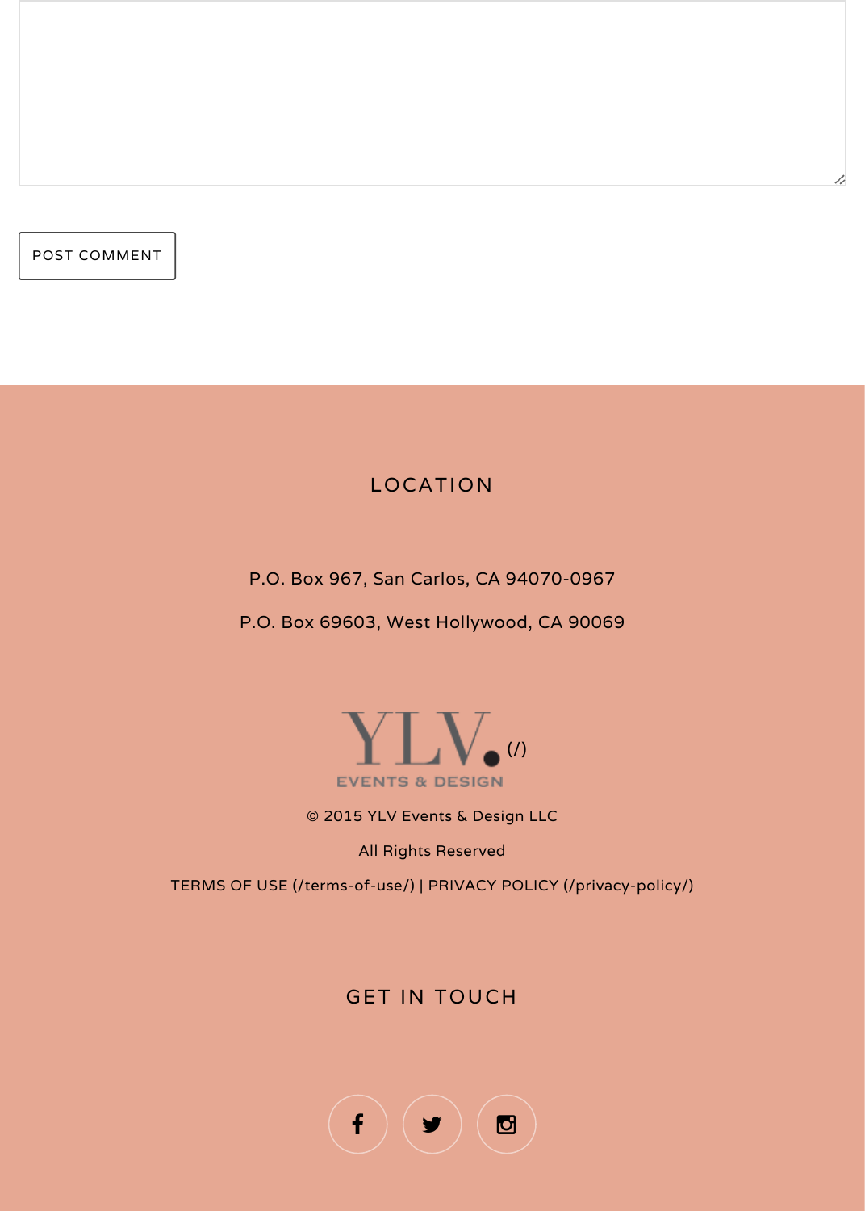POST COMMENT

## LOCATION

P.O. Box 967, San Carlos, CA 94070-0967

P.O. Box 69603, West Hollywood, CA 90069

YLV. (/)
EVENTS & DESIGN

© 2015 YLV Events & Design LLC

All Rights Reserved

TERMS OF USE (/terms-of-use/) | PRIVACY POLICY (/privacy-policy/)

## GET IN TOUCH